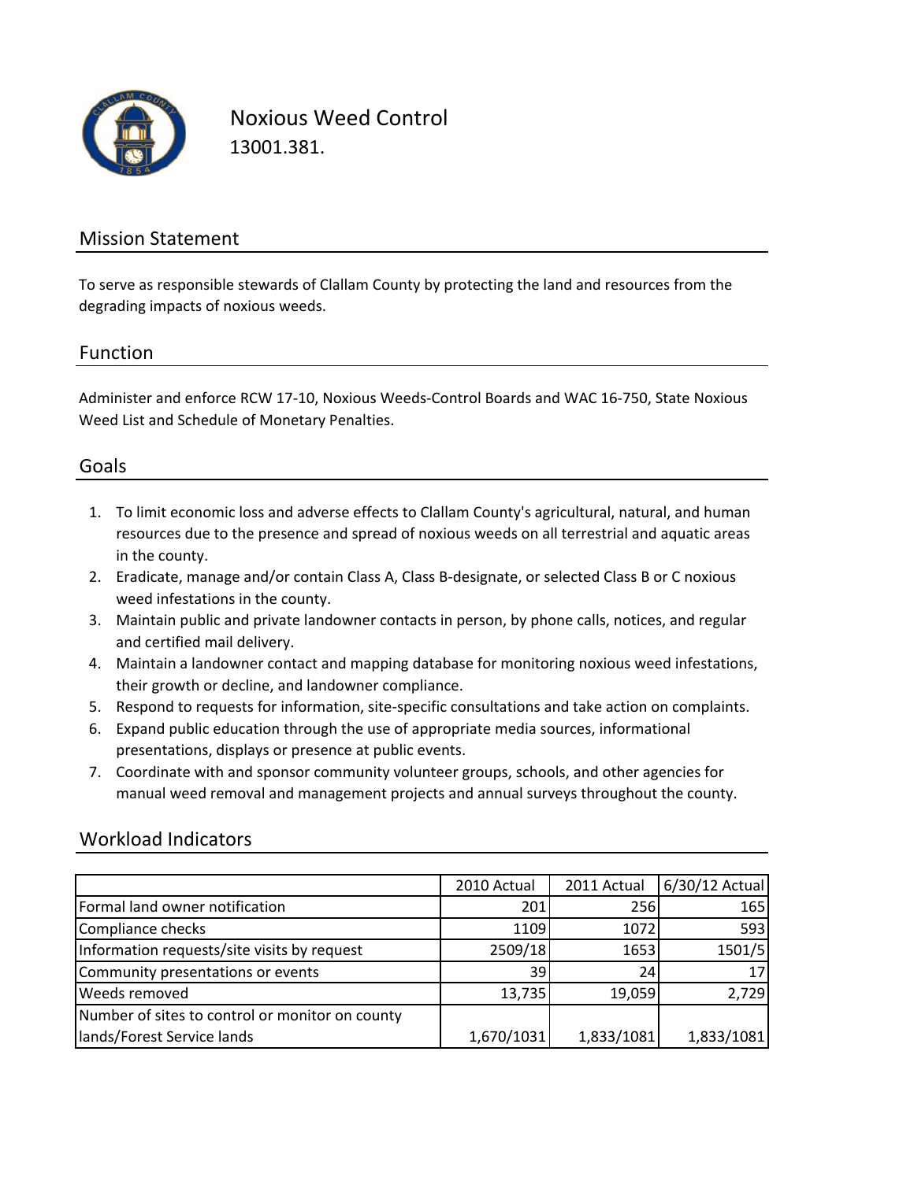# Noxious Weed Control

13001.381.

## Mission Statement

To serve as responsible stewards of Clallam County by protecting the land and resources from the degrading impacts of noxious weeds.

## Function

Administer and enforce RCW 17-10, Noxious Weeds-Control Boards and WAC 16-750, State Noxious Weed List and Schedule of Monetary Penalties.

## Goals

1. To limit economic loss and adverse effects to Clallam County's agricultural, natural, and human resources due to the presence and spread of noxious weeds on all terrestrial and aquatic areas in the county.
2. Eradicate, manage and/or contain Class A, Class B-designate, or selected Class B or C noxious weed infestations in the county.
3. Maintain public and private landowner contacts in person, by phone calls, notices, and regular and certified mail delivery.
4. Maintain a landowner contact and mapping database for monitoring noxious weed infestations, their growth or decline, and landowner compliance.
5. Respond to requests for information, site-specific consultations and take action on complaints.
6. Expand public education through the use of appropriate media sources, informational presentations, displays or presence at public events.
7. Coordinate with and sponsor community volunteer groups, schools, and other agencies for manual weed removal and management projects and annual surveys throughout the county.

## Workload Indicators

| | 2010 Actual | 2011 Actual | 6/30/12 Actual |
|---|---|---|---|
| Formal land owner notification | 201 | 256 | 165 |
| Compliance checks | 1109 | 1072 | 593 |
| Information requests/site visits by request | 2509/18 | 1653 | 1501/5 |
| Community presentations or events | 39 | 24 | 17 |
| Weeds removed | 13,735 | 19,059 | 2,729 |
| Number of sites to control or monitor on county lands/Forest Service lands | 1,670/1031 | 1,833/1081 | 1,833/1081 |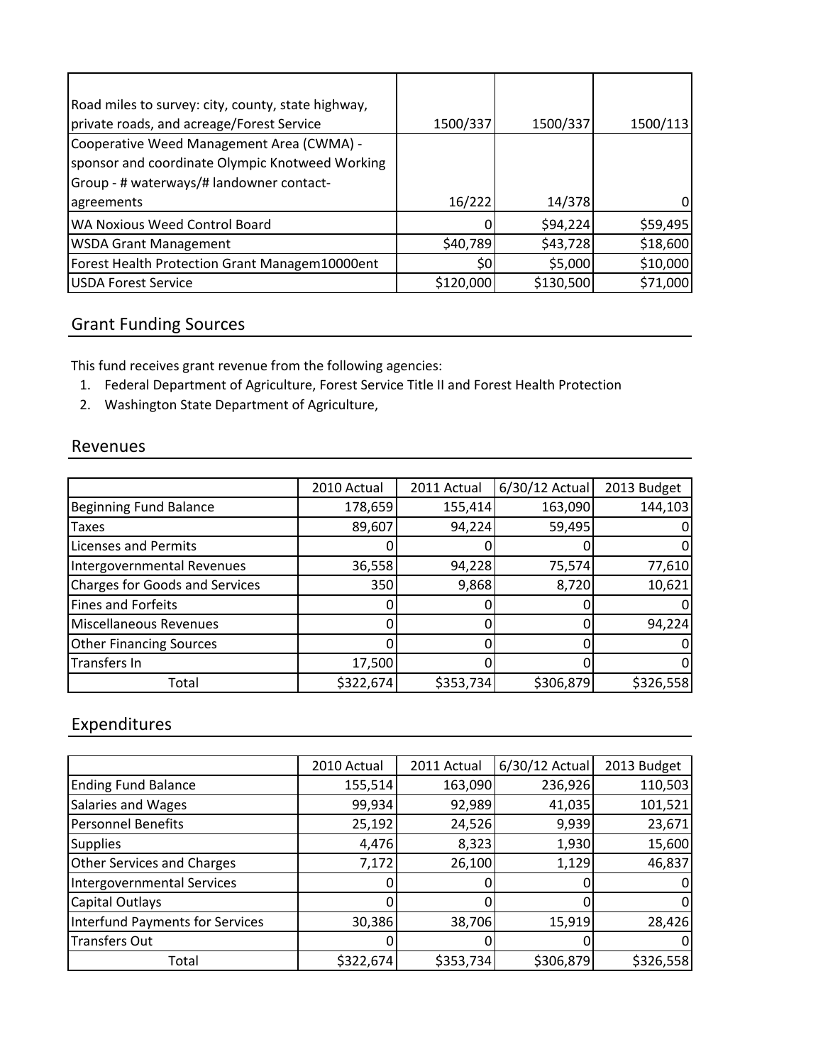| | | | |
|---|---|---|---|
| Road miles to survey: city, county, state highway, private roads, and acreage/Forest Service | 1500/337 | 1500/337 | 1500/113 |
| Cooperative Weed Management Area (CWMA) - sponsor and coordinate Olympic Knotweed Working Group - # waterways/# landowner contact-agreements | 16/222 | 14/378 | 0 |
| WA Noxious Weed Control Board | 0 | $94,224 | $59,495 |
| WSDA Grant Management | $40,789 | $43,728 | $18,600 |
| Forest Health Protection Grant Managem10000ent | $0 | $5,000 | $10,000 |
| USDA Forest Service | $120,000 | $130,500 | $71,000 |

## Grant Funding Sources

This fund receives grant revenue from the following agencies:

1. Federal Department of Agriculture, Forest Service Title II and Forest Health Protection
2. Washington State Department of Agriculture,

## Revenues

| | 2010 Actual | 2011 Actual | 6/30/12 Actual | 2013 Budget |
|---|---|---|---|---|
| Beginning Fund Balance | 178,659 | 155,414 | 163,090 | 144,103 |
| Taxes | 89,607 | 94,224 | 59,495 | 0 |
| Licenses and Permits | 0 | 0 | 0 | 0 |
| Intergovernmental Revenues | 36,558 | 94,228 | 75,574 | 77,610 |
| Charges for Goods and Services | 350 | 9,868 | 8,720 | 10,621 |
| Fines and Forfeits | 0 | 0 | 0 | 0 |
| Miscellaneous Revenues | 0 | 0 | 0 | 94,224 |
| Other Financing Sources | 0 | 0 | 0 | 0 |
| Transfers In | 17,500 | 0 | 0 | 0 |
| Total | $322,674 | $353,734 | $306,879 | $326,558 |

## Expenditures

| | 2010 Actual | 2011 Actual | 6/30/12 Actual | 2013 Budget |
|---|---|---|---|---|
| Ending Fund Balance | 155,514 | 163,090 | 236,926 | 110,503 |
| Salaries and Wages | 99,934 | 92,989 | 41,035 | 101,521 |
| Personnel Benefits | 25,192 | 24,526 | 9,939 | 23,671 |
| Supplies | 4,476 | 8,323 | 1,930 | 15,600 |
| Other Services and Charges | 7,172 | 26,100 | 1,129 | 46,837 |
| Intergovernmental Services | 0 | 0 | 0 | 0 |
| Capital Outlays | 0 | 0 | 0 | 0 |
| Interfund Payments for Services | 30,386 | 38,706 | 15,919 | 28,426 |
| Transfers Out | 0 | 0 | 0 | 0 |
| Total | $322,674 | $353,734 | $306,879 | $326,558 |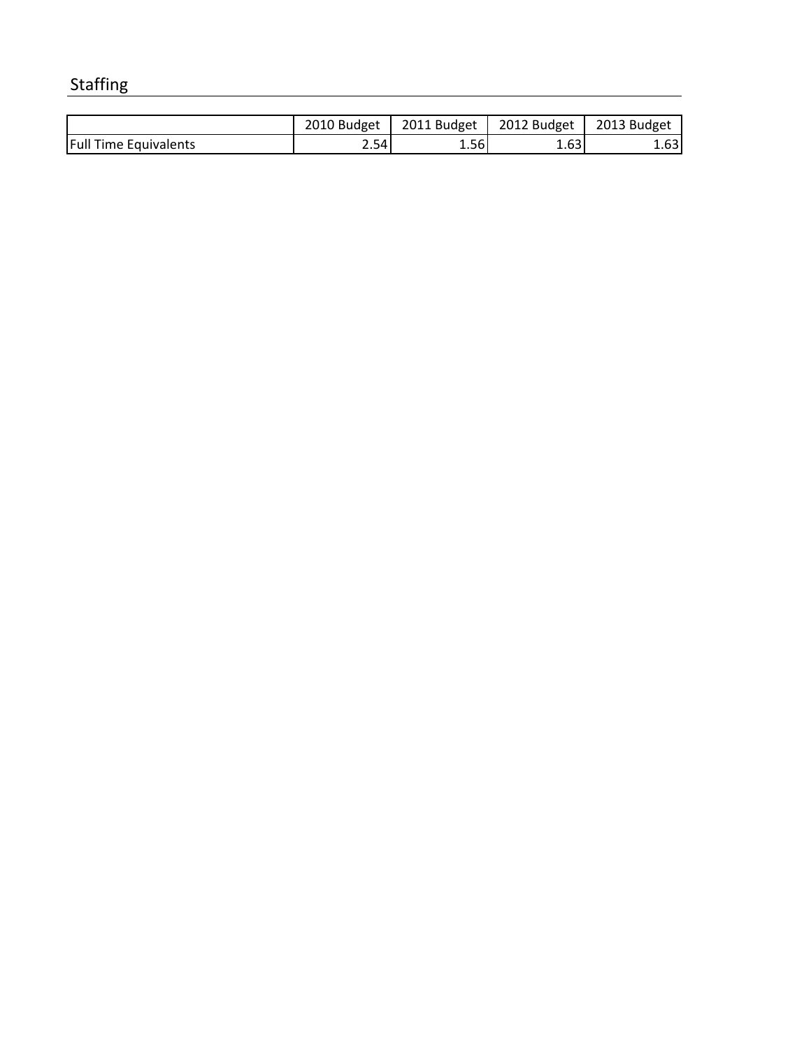## Staffing

| | 2010 Budget | 2011 Budget | 2012 Budget | 2013 Budget |
|---|---|---|---|---|
| Full Time Equivalents | 2.54 | 1.56 | 1.63 | 1.63 |